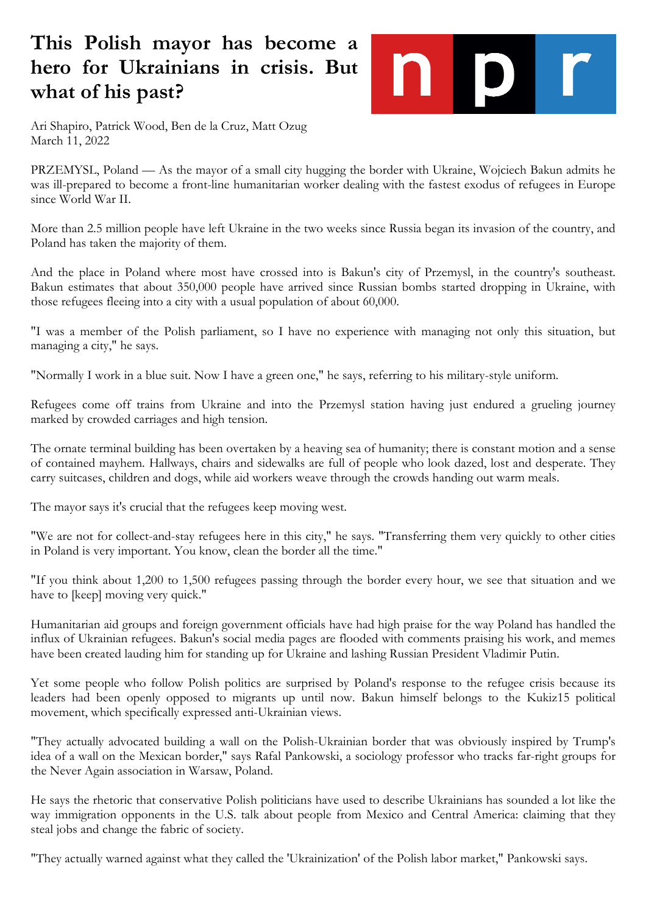# This Polish mayor has become a hero for Ukrainians in crisis. But what of his past?

Ari Shapiro, Patrick Wood, Ben de la Cruz, Matt Ozug
March 11, 2022

PRZEMYSL, Poland — As the mayor of a small city hugging the border with Ukraine, Wojciech Bakun admits he was ill-prepared to become a front-line humanitarian worker dealing with the fastest exodus of refugees in Europe since World War II.

More than 2.5 million people have left Ukraine in the two weeks since Russia began its invasion of the country, and Poland has taken the majority of them.

And the place in Poland where most have crossed into is Bakun's city of Przemysl, in the country's southeast. Bakun estimates that about 350,000 people have arrived since Russian bombs started dropping in Ukraine, with those refugees fleeing into a city with a usual population of about 60,000.

"I was a member of the Polish parliament, so I have no experience with managing not only this situation, but managing a city," he says.

"Normally I work in a blue suit. Now I have a green one," he says, referring to his military-style uniform.

Refugees come off trains from Ukraine and into the Przemysl station having just endured a grueling journey marked by crowded carriages and high tension.

The ornate terminal building has been overtaken by a heaving sea of humanity; there is constant motion and a sense of contained mayhem. Hallways, chairs and sidewalks are full of people who look dazed, lost and desperate. They carry suitcases, children and dogs, while aid workers weave through the crowds handing out warm meals.

The mayor says it's crucial that the refugees keep moving west.

"We are not for collect-and-stay refugees here in this city," he says. "Transferring them very quickly to other cities in Poland is very important. You know, clean the border all the time."

"If you think about 1,200 to 1,500 refugees passing through the border every hour, we see that situation and we have to [keep] moving very quick."

Humanitarian aid groups and foreign government officials have had high praise for the way Poland has handled the influx of Ukrainian refugees. Bakun's social media pages are flooded with comments praising his work, and memes have been created lauding him for standing up for Ukraine and lashing Russian President Vladimir Putin.

Yet some people who follow Polish politics are surprised by Poland's response to the refugee crisis because its leaders had been openly opposed to migrants up until now. Bakun himself belongs to the Kukiz15 political movement, which specifically expressed anti-Ukrainian views.

"They actually advocated building a wall on the Polish-Ukrainian border that was obviously inspired by Trump's idea of a wall on the Mexican border," says Rafal Pankowski, a sociology professor who tracks far-right groups for the Never Again association in Warsaw, Poland.

He says the rhetoric that conservative Polish politicians have used to describe Ukrainians has sounded a lot like the way immigration opponents in the U.S. talk about people from Mexico and Central America: claiming that they steal jobs and change the fabric of society.

"They actually warned against what they called the 'Ukrainization' of the Polish labor market," Pankowski says.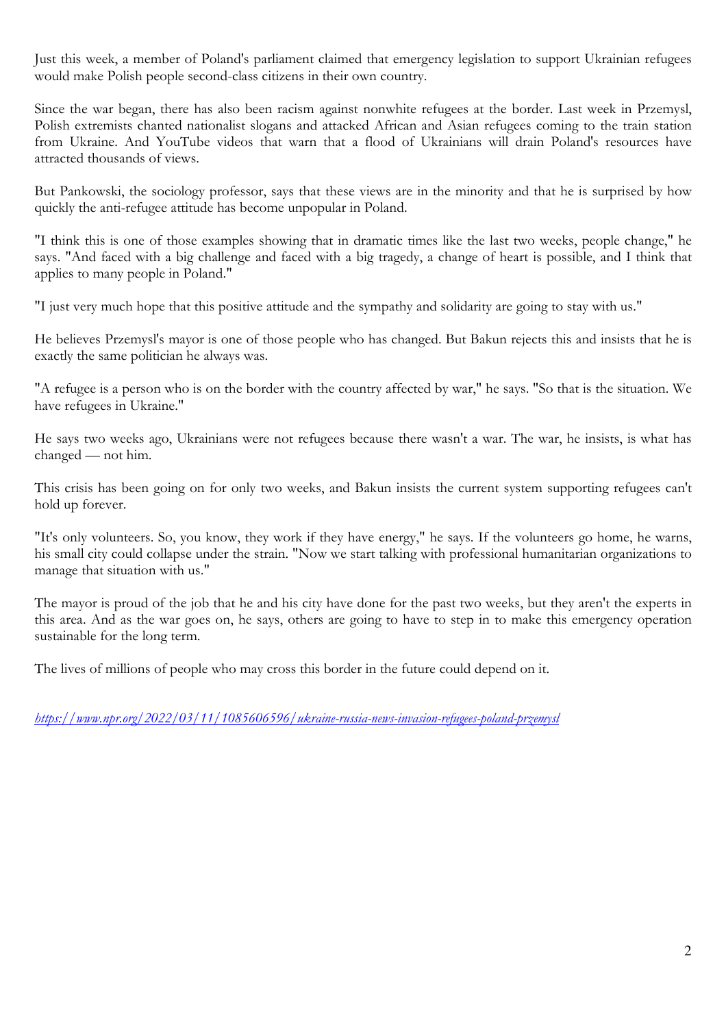Just this week, a member of Poland's parliament claimed that emergency legislation to support Ukrainian refugees would make Polish people second-class citizens in their own country.

Since the war began, there has also been racism against nonwhite refugees at the border. Last week in Przemysl, Polish extremists chanted nationalist slogans and attacked African and Asian refugees coming to the train station from Ukraine. And YouTube videos that warn that a flood of Ukrainians will drain Poland's resources have attracted thousands of views.

But Pankowski, the sociology professor, says that these views are in the minority and that he is surprised by how quickly the anti-refugee attitude has become unpopular in Poland.

"I think this is one of those examples showing that in dramatic times like the last two weeks, people change," he says. "And faced with a big challenge and faced with a big tragedy, a change of heart is possible, and I think that applies to many people in Poland."

"I just very much hope that this positive attitude and the sympathy and solidarity are going to stay with us."

He believes Przemysl's mayor is one of those people who has changed. But Bakun rejects this and insists that he is exactly the same politician he always was.

"A refugee is a person who is on the border with the country affected by war," he says. "So that is the situation. We have refugees in Ukraine."

He says two weeks ago, Ukrainians were not refugees because there wasn't a war. The war, he insists, is what has changed — not him.

This crisis has been going on for only two weeks, and Bakun insists the current system supporting refugees can't hold up forever.

"It's only volunteers. So, you know, they work if they have energy," he says. If the volunteers go home, he warns, his small city could collapse under the strain. "Now we start talking with professional humanitarian organizations to manage that situation with us."

The mayor is proud of the job that he and his city have done for the past two weeks, but they aren't the experts in this area. And as the war goes on, he says, others are going to have to step in to make this emergency operation sustainable for the long term.

The lives of millions of people who may cross this border in the future could depend on it.

*https://www.npr.org/2022/03/11/1085606596/ukraine-russia-news-invasion-refugees-poland-przemysl*